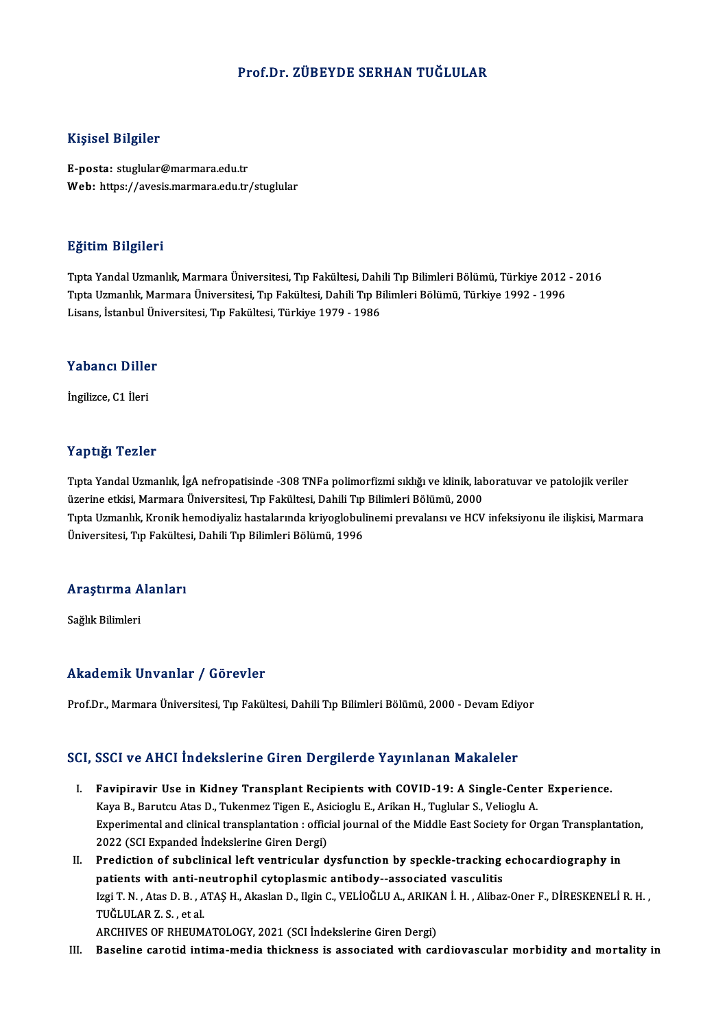# Prof.Dr. ZÜBEYDE SERHAN TUĞLULAR

## Kişisel Bilgiler

**E-posta:** stuglular@marmara.edu.tr
**Web:** https://avesis.marmara.edu.tr/stuglular

## Eğitim Bilgileri

Tıpta Yandal Uzmanlık, Marmara Üniversitesi, Tıp Fakültesi, Dahili Tıp Bilimleri Bölümü, Türkiye 2012 - 2016
Tıpta Uzmanlık, Marmara Üniversitesi, Tıp Fakültesi, Dahili Tıp Bilimleri Bölümü, Türkiye 1992 - 1996
Lisans, İstanbul Üniversitesi, Tıp Fakültesi, Türkiye 1979 - 1986

## Yabancı Diller

İngilizce, C1 İleri

## Yaptığı Tezler

Tıpta Yandal Uzmanlık, İgA nefropatisinde -308 TNFa polimorfizmi sıklığı ve klinik, laboratuvar ve patolojik veriler üzerine etkisi, Marmara Üniversitesi, Tıp Fakültesi, Dahili Tıp Bilimleri Bölümü, 2000
Tıpta Uzmanlık, Kronik hemodiyaliz hastalarında kriyoglobulinemi prevalansı ve HCV infeksiyonu ile ilişkisi, Marmara Üniversitesi, Tıp Fakültesi, Dahili Tıp Bilimleri Bölümü, 1996

## Araştırma Alanları

Sağlık Bilimleri

## Akademik Unvanlar / Görevler

Prof.Dr., Marmara Üniversitesi, Tıp Fakültesi, Dahili Tıp Bilimleri Bölümü, 2000 - Devam Ediyor

## SCI, SSCI ve AHCI İndekslerine Giren Dergilerde Yayınlanan Makaleler

I. **Favipiravir Use in Kidney Transplant Recipients with COVID-19: A Single-Center Experience.**
   Kaya B., Barutcu Atas D., Tukenmez Tigen E., Asicioglu E., Arikan H., Tuglular S., Velioglu A.
   Experimental and clinical transplantation : official journal of the Middle East Society for Organ Transplantation, 2022 (SCI Expanded İndekslerine Giren Dergi)
II. **Prediction of subclinical left ventricular dysfunction by speckle-tracking echocardiography in patients with anti-neutrophil cytoplasmic antibody--associated vasculitis**
   Izgi T. N. , Atas D. B. , ATAŞ H., Akaslan D., Ilgin C., VELİOĞLU A., ARIKAN İ. H. , Alibaz-Oner F., DİRESKENELİ R. H. , TUĞLULAR Z. S. , et al.
   ARCHIVES OF RHEUMATOLOGY, 2021 (SCI İndekslerine Giren Dergi)
III. **Baseline carotid intima-media thickness is associated with cardiovascular morbidity and mortality in**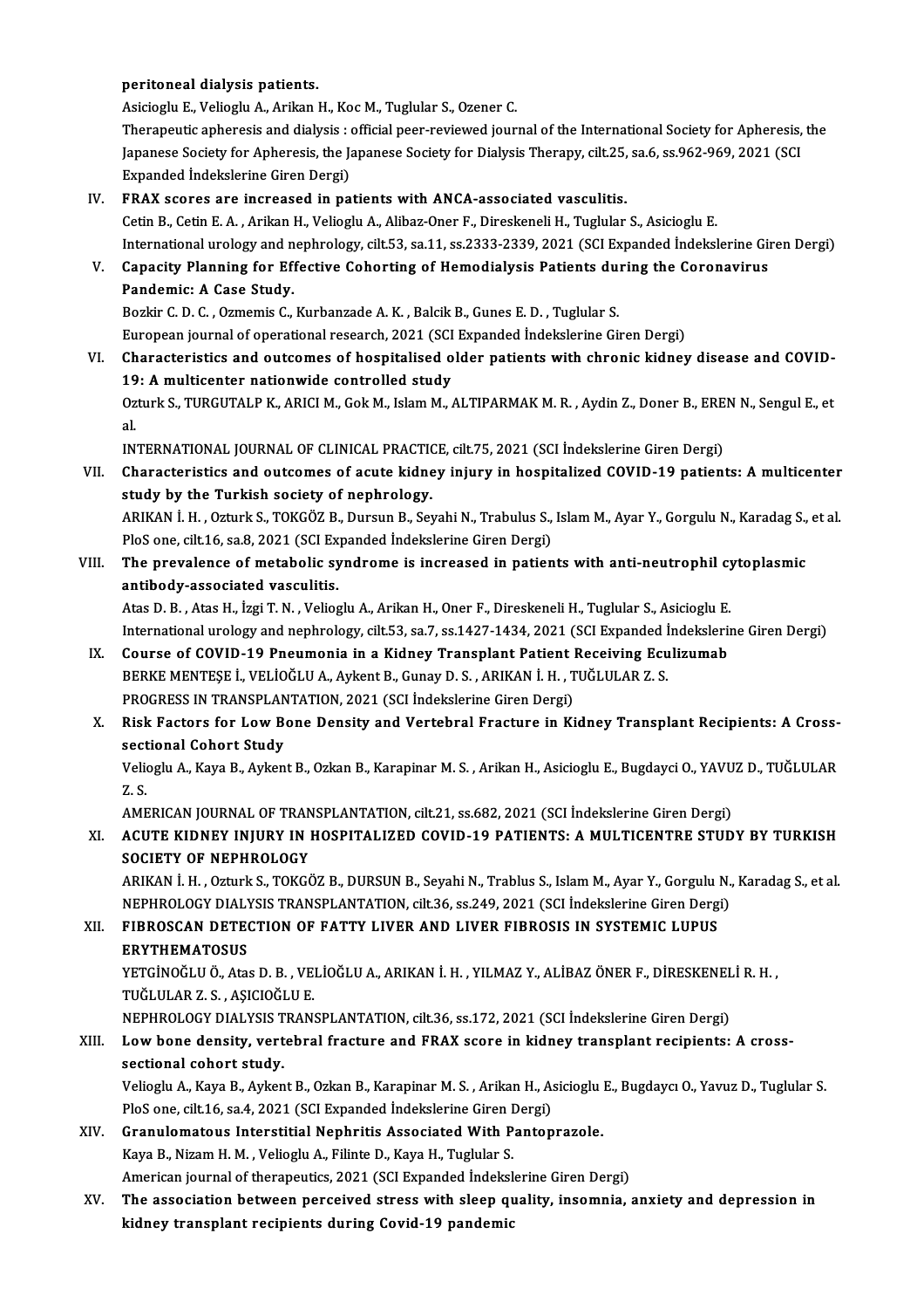peritoneal dialysis patients.
Asicioglu E., Velioglu A., Arikan H., Koc M., Tuglular S., Ozener C.
Therapeutic apheresis and dialysis : official peer-reviewed journal of the International Society for Apheresis, the Japanese Society for Apheresis, the Japanese Society for Dialysis Therapy, cilt.25, sa.6, ss.962-969, 2021 (SCI Expanded İndekslerine Giren Dergi)

IV. **FRAX scores are increased in patients with ANCA-associated vasculitis.**
Cetin B., Cetin E. A. , Arikan H., Velioglu A., Alibaz-Oner F., Direskeneli H., Tuglular S., Asicioglu E.
International urology and nephrology, cilt.53, sa.11, ss.2333-2339, 2021 (SCI Expanded İndekslerine Giren Dergi)

V. **Capacity Planning for Effective Cohorting of Hemodialysis Patients during the Coronavirus Pandemic: A Case Study.**
Bozkir C. D. C. , Ozmemis C., Kurbanzade A. K. , Balcik B., Gunes E. D. , Tuglular S.
European journal of operational research, 2021 (SCI Expanded İndekslerine Giren Dergi)

VI. **Characteristics and outcomes of hospitalised older patients with chronic kidney disease and COVID-19: A multicenter nationwide controlled study**
Ozturk S., TURGUTALP K., ARICI M., Gok M., Islam M., ALTIPARMAK M. R. , Aydin Z., Doner B., EREN N., Sengul E., et al.
INTERNATIONAL JOURNAL OF CLINICAL PRACTICE, cilt.75, 2021 (SCI İndekslerine Giren Dergi)

VII. **Characteristics and outcomes of acute kidney injury in hospitalized COVID-19 patients: A multicenter study by the Turkish society of nephrology.**
ARIKAN İ. H. , Ozturk S., TOKGÖZ B., Dursun B., Seyahi N., Trabulus S., Islam M., Ayar Y., Gorgulu N., Karadag S., et al.
PloS one, cilt.16, sa.8, 2021 (SCI Expanded İndekslerine Giren Dergi)

VIII. **The prevalence of metabolic syndrome is increased in patients with anti-neutrophil cytoplasmic antibody-associated vasculitis.**
Atas D. B. , Atas H., İzgi T. N. , Velioglu A., Arikan H., Oner F., Direskeneli H., Tuglular S., Asicioglu E.
International urology and nephrology, cilt.53, sa.7, ss.1427-1434, 2021 (SCI Expanded İndekslerine Giren Dergi)

IX. **Course of COVID-19 Pneumonia in a Kidney Transplant Patient Receiving Eculizumab**
BERKE MENTEŞE İ., VELİOĞLU A., Aykent B., Gunay D. S. , ARIKAN İ. H. , TUĞLULAR Z. S.
PROGRESS IN TRANSPLANTATION, 2021 (SCI İndekslerine Giren Dergi)

X. **Risk Factors for Low Bone Density and Vertebral Fracture in Kidney Transplant Recipients: A Cross-sectional Cohort Study**
Velioglu A., Kaya B., Aykent B., Ozkan B., Karapinar M. S. , Arikan H., Asicioglu E., Bugdayci O., YAVUZ D., TUĞLULAR Z. S.
AMERICAN JOURNAL OF TRANSPLANTATION, cilt.21, ss.682, 2021 (SCI İndekslerine Giren Dergi)

XI. **ACUTE KIDNEY INJURY IN HOSPITALIZED COVID-19 PATIENTS: A MULTICENTRE STUDY BY TURKISH SOCIETY OF NEPHROLOGY**
ARIKAN İ. H. , Ozturk S., TOKGÖZ B., DURSUN B., Seyahi N., Trablus S., Islam M., Ayar Y., Gorgulu N., Karadag S., et al.
NEPHROLOGY DIALYSIS TRANSPLANTATION, cilt.36, ss.249, 2021 (SCI İndekslerine Giren Dergi)

XII. **FIBROSCAN DETECTION OF FATTY LIVER AND LIVER FIBROSIS IN SYSTEMIC LUPUS ERYTHEMATOSUS**
YETGİNOĞLU Ö., Atas D. B. , VELİOĞLU A., ARIKAN İ. H. , YILMAZ Y., ALİBAZ ÖNER F., DİRESKENELİ R. H. , TUĞLULAR Z. S. , AŞICIOĞLU E.
NEPHROLOGY DIALYSIS TRANSPLANTATION, cilt.36, ss.172, 2021 (SCI İndekslerine Giren Dergi)

XIII. **Low bone density, vertebral fracture and FRAX score in kidney transplant recipients: A cross-sectional cohort study.**
Velioglu A., Kaya B., Aykent B., Ozkan B., Karapinar M. S. , Arikan H., Asicioglu E., Bugdaycı O., Yavuz D., Tuglular S.
PloS one, cilt.16, sa.4, 2021 (SCI Expanded İndekslerine Giren Dergi)

XIV. **Granulomatous Interstitial Nephritis Associated With Pantoprazole.**
Kaya B., Nizam H. M. , Velioglu A., Filinte D., Kaya H., Tuglular S.
American journal of therapeutics, 2021 (SCI Expanded İndekslerine Giren Dergi)

XV. **The association between perceived stress with sleep quality, insomnia, anxiety and depression in kidney transplant recipients during Covid-19 pandemic**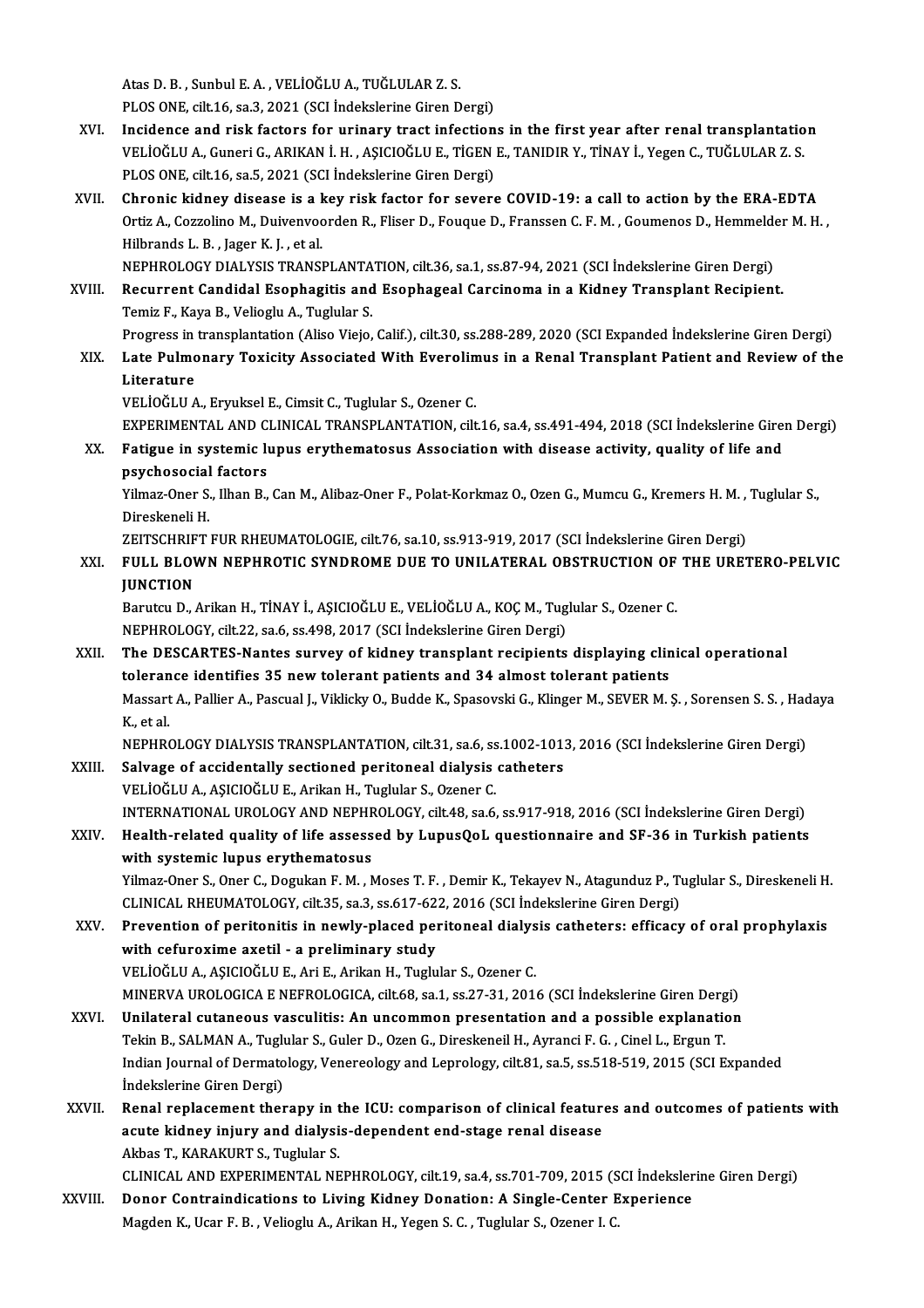Atas D. B. , Sunbul E. A. , VELİOĞLU A., TUĞLULAR Z. S.
PLOS ONE, cilt.16, sa.3, 2021 (SCI İndekslerine Giren Dergi)

XVI. **Incidence and risk factors for urinary tract infections in the first year after renal transplantation**
VELİOĞLU A., Guneri G., ARIKAN İ. H. , AŞICIOĞLU E., TİGEN E., TANIDIR Y., TİNAY İ., Yegen C., TUĞLULAR Z. S.
PLOS ONE, cilt.16, sa.5, 2021 (SCI İndekslerine Giren Dergi)

XVII. **Chronic kidney disease is a key risk factor for severe COVID-19: a call to action by the ERA-EDTA**
Ortiz A., Cozzolino M., Duivenvoorden R., Fliser D., Fouque D., Franssen C. F. M. , Goumenos D., Hemmelder M. H. , Hilbrands L. B. , Jager K. J. , et al.
NEPHROLOGY DIALYSIS TRANSPLANTATION, cilt.36, sa.1, ss.87-94, 2021 (SCI İndekslerine Giren Dergi)

XVIII. **Recurrent Candidal Esophagitis and Esophageal Carcinoma in a Kidney Transplant Recipient.**
Temiz F., Kaya B., Velioglu A., Tuglular S.
Progress in transplantation (Aliso Viejo, Calif.), cilt.30, ss.288-289, 2020 (SCI Expanded İndekslerine Giren Dergi)

XIX. **Late Pulmonary Toxicity Associated With Everolimus in a Renal Transplant Patient and Review of the Literature**
VELİOĞLU A., Eryuksel E., Cimsit C., Tuglular S., Ozener C.
EXPERIMENTAL AND CLINICAL TRANSPLANTATION, cilt.16, sa.4, ss.491-494, 2018 (SCI İndekslerine Giren Dergi)

XX. **Fatigue in systemic lupus erythematosus Association with disease activity, quality of life and psychosocial factors**
Yilmaz-Oner S., Ilhan B., Can M., Alibaz-Oner F., Polat-Korkmaz O., Ozen G., Mumcu G., Kremers H. M. , Tuglular S., Direskeneli H.
ZEITSCHRIFT FUR RHEUMATOLOGIE, cilt.76, sa.10, ss.913-919, 2017 (SCI İndekslerine Giren Dergi)

XXI. **FULL BLOWN NEPHROTIC SYNDROME DUE TO UNILATERAL OBSTRUCTION OF THE URETERO-PELVIC JUNCTION**
Barutcu D., Arikan H., TİNAY İ., AŞICIOĞLU E., VELİOĞLU A., KOÇ M., Tuglular S., Ozener C.
NEPHROLOGY, cilt.22, sa.6, ss.498, 2017 (SCI İndekslerine Giren Dergi)

XXII. **The DESCARTES-Nantes survey of kidney transplant recipients displaying clinical operational tolerance identifies 35 new tolerant patients and 34 almost tolerant patients**
Massart A., Pallier A., Pascual J., Viklicky O., Budde K., Spasovski G., Klinger M., SEVER M. Ş. , Sorensen S. S. , Hadaya K., et al.
NEPHROLOGY DIALYSIS TRANSPLANTATION, cilt.31, sa.6, ss.1002-1013, 2016 (SCI İndekslerine Giren Dergi)

XXIII. **Salvage of accidentally sectioned peritoneal dialysis catheters**
VELİOĞLU A., AŞICIOĞLU E., Arikan H., Tuglular S., Ozener C.
INTERNATIONAL UROLOGY AND NEPHROLOGY, cilt.48, sa.6, ss.917-918, 2016 (SCI İndekslerine Giren Dergi)

XXIV. **Health-related quality of life assessed by LupusQoL questionnaire and SF-36 in Turkish patients with systemic lupus erythematosus**
Yilmaz-Oner S., Oner C., Dogukan F. M. , Moses T. F. , Demir K., Tekayev N., Atagunduz P., Tuglular S., Direskeneli H.
CLINICAL RHEUMATOLOGY, cilt.35, sa.3, ss.617-622, 2016 (SCI İndekslerine Giren Dergi)

XXV. **Prevention of peritonitis in newly-placed peritoneal dialysis catheters: efficacy of oral prophylaxis with cefuroxime axetil - a preliminary study**
VELİOĞLU A., AŞICIOĞLU E., Ari E., Arikan H., Tuglular S., Ozener C.
MINERVA UROLOGICA E NEFROLOGICA, cilt.68, sa.1, ss.27-31, 2016 (SCI İndekslerine Giren Dergi)

XXVI. **Unilateral cutaneous vasculitis: An uncommon presentation and a possible explanation**
Tekin B., SALMAN A., Tuglular S., Guler D., Ozen G., Direskeneil H., Ayranci F. G. , Cinel L., Ergun T.
Indian Journal of Dermatology, Venereology and Leprology, cilt.81, sa.5, ss.518-519, 2015 (SCI Expanded İndekslerine Giren Dergi)

XXVII. **Renal replacement therapy in the ICU: comparison of clinical features and outcomes of patients with acute kidney injury and dialysis-dependent end-stage renal disease**
Akbas T., KARAKURT S., Tuglular S.
CLINICAL AND EXPERIMENTAL NEPHROLOGY, cilt.19, sa.4, ss.701-709, 2015 (SCI İndekslerine Giren Dergi)

XXVIII. **Donor Contraindications to Living Kidney Donation: A Single-Center Experience**
Magden K., Ucar F. B. , Velioglu A., Arikan H., Yegen S. C. , Tuglular S., Ozener I. C.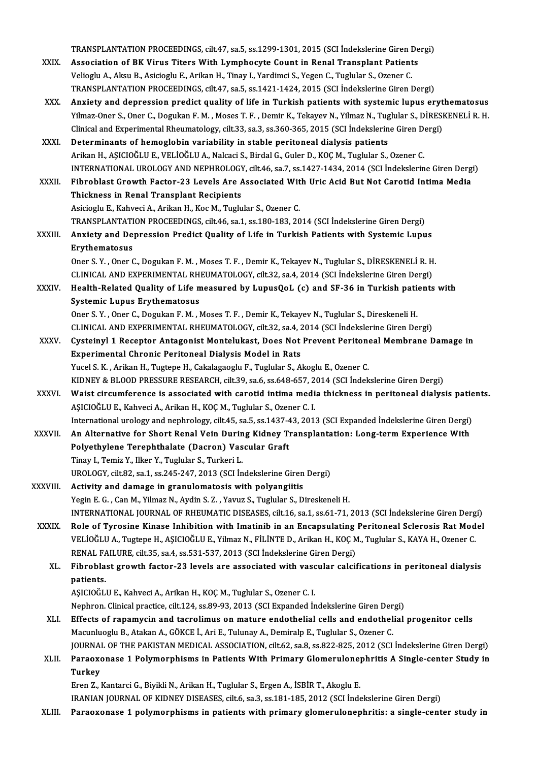TRANSPLANTATION PROCEEDINGS, cilt.47, sa.5, ss.1299-1301, 2015 (SCI İndekslerine Giren Dergi)

XXIX. **Association of BK Virus Titers With Lymphocyte Count in Renal Transplant Patients**
Velioglu A., Aksu B., Asicioglu E., Arikan H., Tinay I., Yardimci S., Yegen C., Tuglular S., Ozener C.
TRANSPLANTATION PROCEEDINGS, cilt.47, sa.5, ss.1421-1424, 2015 (SCI İndekslerine Giren Dergi)

XXX. **Anxiety and depression predict quality of life in Turkish patients with systemic lupus erythematosus**
Yilmaz-Oner S., Oner C., Dogukan F. M. , Moses T. F. , Demir K., Tekayev N., Yilmaz N., Tuglular S., DİRESKENELİ R. H.
Clinical and Experimental Rheumatology, cilt.33, sa.3, ss.360-365, 2015 (SCI İndekslerine Giren Dergi)

XXXI. **Determinants of hemoglobin variability in stable peritoneal dialysis patients**
Arikan H., AŞICIOĞLU E., VELİOĞLU A., Nalcaci S., Birdal G., Guler D., KOÇ M., Tuglular S., Ozener C.
INTERNATIONAL UROLOGY AND NEPHROLOGY, cilt.46, sa.7, ss.1427-1434, 2014 (SCI İndekslerine Giren Dergi)

XXXII. **Fibroblast Growth Factor-23 Levels Are Associated With Uric Acid But Not Carotid Intima Media Thickness in Renal Transplant Recipients**
Asicioglu E., Kahveci A., Arikan H., Koc M., Tuglular S., Ozener C.
TRANSPLANTATION PROCEEDINGS, cilt.46, sa.1, ss.180-183, 2014 (SCI İndekslerine Giren Dergi)

XXXIII. **Anxiety and Depression Predict Quality of Life in Turkish Patients with Systemic Lupus Erythematosus**
Oner S. Y. , Oner C., Dogukan F. M. , Moses T. F. , Demir K., Tekayev N., Tuglular S., DİRESKENELİ R. H.
CLINICAL AND EXPERIMENTAL RHEUMATOLOGY, cilt.32, sa.4, 2014 (SCI İndekslerine Giren Dergi)

XXXIV. **Health-Related Quality of Life measured by LupusQoL (c) and SF-36 in Turkish patients with Systemic Lupus Erythematosus**
Oner S. Y. , Oner C., Dogukan F. M. , Moses T. F. , Demir K., Tekayev N., Tuglular S., Direskeneli H.
CLINICAL AND EXPERIMENTAL RHEUMATOLOGY, cilt.32, sa.4, 2014 (SCI İndekslerine Giren Dergi)

XXXV. **Cysteinyl 1 Receptor Antagonist Montelukast, Does Not Prevent Peritoneal Membrane Damage in Experimental Chronic Peritoneal Dialysis Model in Rats**
Yucel S. K. , Arikan H., Tugtepe H., Cakalagaoglu F., Tuglular S., Akoglu E., Ozener C.
KIDNEY & BLOOD PRESSURE RESEARCH, cilt.39, sa.6, ss.648-657, 2014 (SCI İndekslerine Giren Dergi)

XXXVI. **Waist circumference is associated with carotid intima media thickness in peritoneal dialysis patients.**
AŞICIOĞLU E., Kahveci A., Arikan H., KOÇ M., Tuglular S., Ozener C. I.
International urology and nephrology, cilt.45, sa.5, ss.1437-43, 2013 (SCI Expanded İndekslerine Giren Dergi)

XXXVII. **An Alternative for Short Renal Vein During Kidney Transplantation: Long-term Experience With Polyethylene Terephthalate (Dacron) Vascular Graft**
Tinay I., Temiz Y., Ilker Y., Tuglular S., Turkeri L.
UROLOGY, cilt.82, sa.1, ss.245-247, 2013 (SCI İndekslerine Giren Dergi)

XXXVIII. **Activity and damage in granulomatosis with polyangiitis**
Yegin E. G. , Can M., Yilmaz N., Aydin S. Z. , Yavuz S., Tuglular S., Direskeneli H.
INTERNATIONAL JOURNAL OF RHEUMATIC DISEASES, cilt.16, sa.1, ss.61-71, 2013 (SCI İndekslerine Giren Dergi)

XXXIX. **Role of Tyrosine Kinase Inhibition with Imatinib in an Encapsulating Peritoneal Sclerosis Rat Model**
VELİOĞLU A., Tugtepe H., AŞICIOĞLU E., Yilmaz N., FİLİNTE D., Arikan H., KOÇ M., Tuglular S., KAYA H., Ozener C.
RENAL FAILURE, cilt.35, sa.4, ss.531-537, 2013 (SCI İndekslerine Giren Dergi)

XL. **Fibroblast growth factor-23 levels are associated with vascular calcifications in peritoneal dialysis patients.**
AŞICIOĞLU E., Kahveci A., Arikan H., KOÇ M., Tuglular S., Ozener C. I.
Nephron. Clinical practice, cilt.124, ss.89-93, 2013 (SCI Expanded İndekslerine Giren Dergi)

XLI. **Effects of rapamycin and tacrolimus on mature endothelial cells and endothelial progenitor cells**
Macunluoglu B., Atakan A., GÖKCE İ., Ari E., Tulunay A., Demiralp E., Tuglular S., Ozener C.
JOURNAL OF THE PAKISTAN MEDICAL ASSOCIATION, cilt.62, sa.8, ss.822-825, 2012 (SCI İndekslerine Giren Dergi)

XLII. **Paraoxonase 1 Polymorphisms in Patients With Primary Glomerulonephritis A Single-center Study in Turkey**
Eren Z., Kantarci G., Biyikli N., Arikan H., Tuglular S., Ergen A., İSBİR T., Akoglu E.
IRANIAN JOURNAL OF KIDNEY DISEASES, cilt.6, sa.3, ss.181-185, 2012 (SCI İndekslerine Giren Dergi)

XLIII. **Paraoxonase 1 polymorphisms in patients with primary glomerulonephritis: a single-center study in**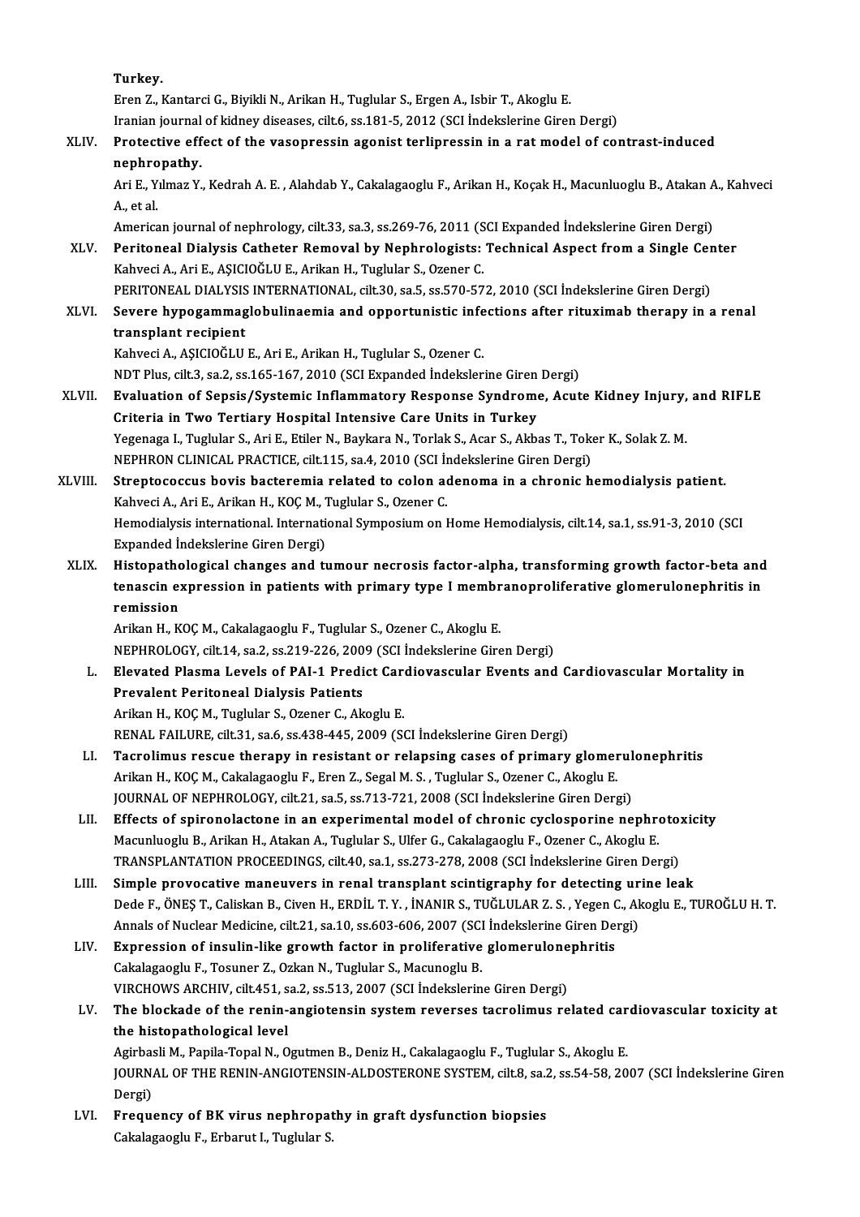Turkey.

Eren Z., Kantarci G., Biyikli N., Arikan H., Tuglular S., Ergen A., Isbir T., Akoglu E.

Iranian journal of kidney diseases, cilt.6, ss.181-5, 2012 (SCI İndekslerine Giren Dergi)

XLIV. **Protective effect of the vasopressin agonist terlipressin in a rat model of contrast-induced nephropathy.**

Ari E., Yılmaz Y., Kedrah A. E. , Alahdab Y., Cakalagaoglu F., Arikan H., Koçak H., Macunluoglu B., Atakan A., Kahveci A., et al.

American journal of nephrology, cilt.33, sa.3, ss.269-76, 2011 (SCI Expanded İndekslerine Giren Dergi)

XLV. **Peritoneal Dialysis Catheter Removal by Nephrologists: Technical Aspect from a Single Center**

Kahveci A., Ari E., AŞICIOĞLU E., Arikan H., Tuglular S., Ozener C.

PERITONEAL DIALYSIS INTERNATIONAL, cilt.30, sa.5, ss.570-572, 2010 (SCI İndekslerine Giren Dergi)

XLVI. **Severe hypogammaglobulinaemia and opportunistic infections after rituximab therapy in a renal transplant recipient**

Kahveci A., AŞICIOĞLU E., Ari E., Arikan H., Tuglular S., Ozener C.

NDT Plus, cilt.3, sa.2, ss.165-167, 2010 (SCI Expanded İndekslerine Giren Dergi)

XLVII. **Evaluation of Sepsis/Systemic Inflammatory Response Syndrome, Acute Kidney Injury, and RIFLE Criteria in Two Tertiary Hospital Intensive Care Units in Turkey**

Yegenaga I., Tuglular S., Ari E., Etiler N., Baykara N., Torlak S., Acar S., Akbas T., Toker K., Solak Z. M.

NEPHRON CLINICAL PRACTICE, cilt.115, sa.4, 2010 (SCI İndekslerine Giren Dergi)

XLVIII. **Streptococcus bovis bacteremia related to colon adenoma in a chronic hemodialysis patient.**

Kahveci A., Ari E., Arikan H., KOÇ M., Tuglular S., Ozener C.

Hemodialysis international. International Symposium on Home Hemodialysis, cilt.14, sa.1, ss.91-3, 2010 (SCI Expanded İndekslerine Giren Dergi)

XLIX. **Histopathological changes and tumour necrosis factor-alpha, transforming growth factor-beta and tenascin expression in patients with primary type I membranoproliferative glomerulonephritis in remission**

Arikan H., KOÇ M., Cakalagaoglu F., Tuglular S., Ozener C., Akoglu E.

NEPHROLOGY, cilt.14, sa.2, ss.219-226, 2009 (SCI İndekslerine Giren Dergi)

L. **Elevated Plasma Levels of PAI-1 Predict Cardiovascular Events and Cardiovascular Mortality in Prevalent Peritoneal Dialysis Patients**

Arikan H., KOÇ M., Tuglular S., Ozener C., Akoglu E.

RENAL FAILURE, cilt.31, sa.6, ss.438-445, 2009 (SCI İndekslerine Giren Dergi)

LI. **Tacrolimus rescue therapy in resistant or relapsing cases of primary glomerulonephritis**

Arikan H., KOÇ M., Cakalagaoglu F., Eren Z., Segal M. S. , Tuglular S., Ozener C., Akoglu E.

JOURNAL OF NEPHROLOGY, cilt.21, sa.5, ss.713-721, 2008 (SCI İndekslerine Giren Dergi)

LII. **Effects of spironolactone in an experimental model of chronic cyclosporine nephrotoxicity**

Macunluoglu B., Arikan H., Atakan A., Tuglular S., Ulfer G., Cakalagaoglu F., Ozener C., Akoglu E.

TRANSPLANTATION PROCEEDINGS, cilt.40, sa.1, ss.273-278, 2008 (SCI İndekslerine Giren Dergi)

LIII. **Simple provocative maneuvers in renal transplant scintigraphy for detecting urine leak**

Dede F., ÖNEŞ T., Caliskan B., Civen H., ERDİL T. Y. , İNANIR S., TUĞLULAR Z. S. , Yegen C., Akoglu E., TUROĞLU H. T.

Annals of Nuclear Medicine, cilt.21, sa.10, ss.603-606, 2007 (SCI İndekslerine Giren Dergi)

LIV. **Expression of insulin-like growth factor in proliferative glomerulonephritis**

Cakalagaoglu F., Tosuner Z., Ozkan N., Tuglular S., Macunoglu B.

VIRCHOWS ARCHIV, cilt.451, sa.2, ss.513, 2007 (SCI İndekslerine Giren Dergi)

LV. **The blockade of the renin-angiotensin system reverses tacrolimus related cardiovascular toxicity at the histopathological level**

Agirbasli M., Papila-Topal N., Ogutmen B., Deniz H., Cakalagaoglu F., Tuglular S., Akoglu E.

JOURNAL OF THE RENIN-ANGIOTENSIN-ALDOSTERONE SYSTEM, cilt.8, sa.2, ss.54-58, 2007 (SCI İndekslerine Giren Dergi)

LVI. **Frequency of BK virus nephropathy in graft dysfunction biopsies**

Cakalagaoglu F., Erbarut I., Tuglular S.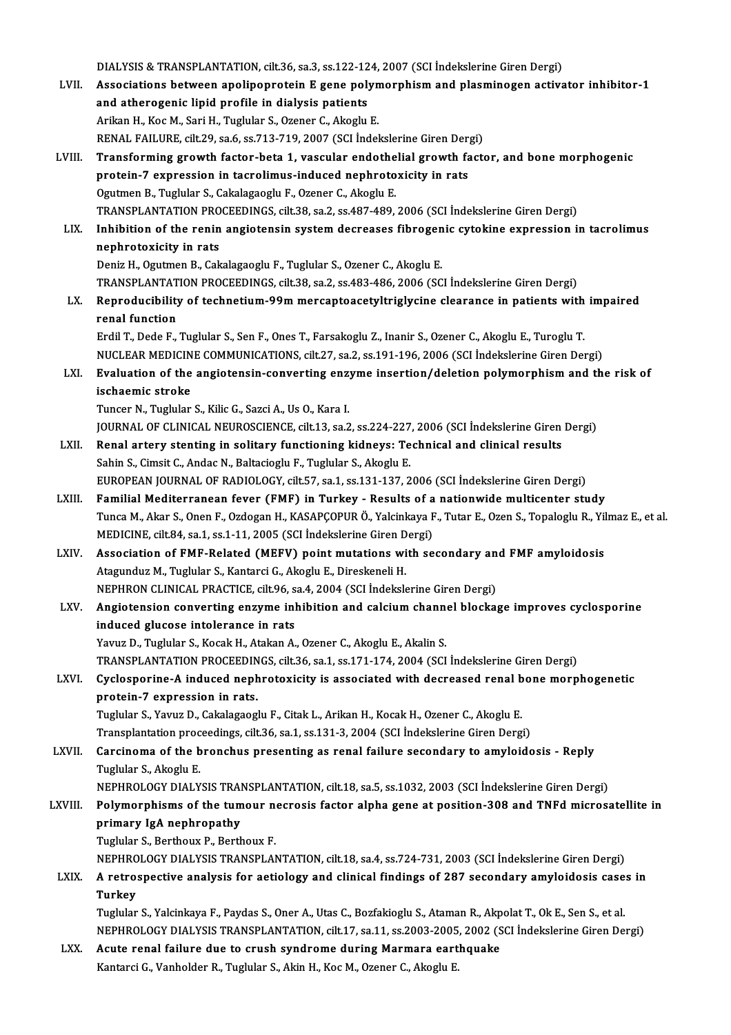DIALYSIS & TRANSPLANTATION, cilt.36, sa.3, ss.122-124, 2007 (SCI İndekslerine Giren Dergi)

LVII. **Associations between apolipoprotein E gene polymorphism and plasminogen activator inhibitor-1 and atherogenic lipid profile in dialysis patients**
Arikan H., Koc M., Sari H., Tuglular S., Ozener C., Akoglu E.
RENAL FAILURE, cilt.29, sa.6, ss.713-719, 2007 (SCI İndekslerine Giren Dergi)

LVIII. **Transforming growth factor-beta 1, vascular endothelial growth factor, and bone morphogenic protein-7 expression in tacrolimus-induced nephrotoxicity in rats**
Ogutmen B., Tuglular S., Cakalagaoglu F., Ozener C., Akoglu E.
TRANSPLANTATION PROCEEDINGS, cilt.38, sa.2, ss.487-489, 2006 (SCI İndekslerine Giren Dergi)

LIX. **Inhibition of the renin angiotensin system decreases fibrogenic cytokine expression in tacrolimus nephrotoxicity in rats**
Deniz H., Ogutmen B., Cakalagaoglu F., Tuglular S., Ozener C., Akoglu E.
TRANSPLANTATION PROCEEDINGS, cilt.38, sa.2, ss.483-486, 2006 (SCI İndekslerine Giren Dergi)

LX. **Reproducibility of technetium-99m mercaptoacetyltriglycine clearance in patients with impaired renal function**
Erdil T., Dede F., Tuglular S., Sen F., Ones T., Farsakoglu Z., Inanir S., Ozener C., Akoglu E., Turoglu T.
NUCLEAR MEDICINE COMMUNICATIONS, cilt.27, sa.2, ss.191-196, 2006 (SCI İndekslerine Giren Dergi)

LXI. **Evaluation of the angiotensin-converting enzyme insertion/deletion polymorphism and the risk of ischaemic stroke**
Tuncer N., Tuglular S., Kilic G., Sazci A., Us O., Kara I.
JOURNAL OF CLINICAL NEUROSCIENCE, cilt.13, sa.2, ss.224-227, 2006 (SCI İndekslerine Giren Dergi)

LXII. **Renal artery stenting in solitary functioning kidneys: Technical and clinical results**
Sahin S., Cimsit C., Andac N., Baltacioglu F., Tuglular S., Akoglu E.
EUROPEAN JOURNAL OF RADIOLOGY, cilt.57, sa.1, ss.131-137, 2006 (SCI İndekslerine Giren Dergi)

LXIII. **Familial Mediterranean fever (FMF) in Turkey - Results of a nationwide multicenter study**
Tunca M., Akar S., Onen F., Ozdogan H., KASAPÇOPUR Ö., Yalcinkaya F., Tutar E., Ozen S., Topaloglu R., Yilmaz E., et al.
MEDICINE, cilt.84, sa.1, ss.1-11, 2005 (SCI İndekslerine Giren Dergi)

LXIV. **Association of FMF-Related (MEFV) point mutations with secondary and FMF amyloidosis**
Atagunduz M., Tuglular S., Kantarci G., Akoglu E., Direskeneli H.
NEPHRON CLINICAL PRACTICE, cilt.96, sa.4, 2004 (SCI İndekslerine Giren Dergi)

LXV. **Angiotension converting enzyme inhibition and calcium channel blockage improves cyclosporine induced glucose intolerance in rats**
Yavuz D., Tuglular S., Kocak H., Atakan A., Ozener C., Akoglu E., Akalin S.
TRANSPLANTATION PROCEEDINGS, cilt.36, sa.1, ss.171-174, 2004 (SCI İndekslerine Giren Dergi)

LXVI. **Cyclosporine-A induced nephrotoxicity is associated with decreased renal bone morphogenetic protein-7 expression in rats.**
Tuglular S., Yavuz D., Cakalagaoglu F., Citak L., Arikan H., Kocak H., Ozener C., Akoglu E.
Transplantation proceedings, cilt.36, sa.1, ss.131-3, 2004 (SCI İndekslerine Giren Dergi)

LXVII. **Carcinoma of the bronchus presenting as renal failure secondary to amyloidosis - Reply**
Tuglular S., Akoglu E.
NEPHROLOGY DIALYSIS TRANSPLANTATION, cilt.18, sa.5, ss.1032, 2003 (SCI İndekslerine Giren Dergi)

LXVIII. **Polymorphisms of the tumour necrosis factor alpha gene at position-308 and TNFd microsatellite in primary IgA nephropathy**
Tuglular S., Berthoux P., Berthoux F.
NEPHROLOGY DIALYSIS TRANSPLANTATION, cilt.18, sa.4, ss.724-731, 2003 (SCI İndekslerine Giren Dergi)

LXIX. **A retrospective analysis for aetiology and clinical findings of 287 secondary amyloidosis cases in Turkey**
Tuglular S., Yalcinkaya F., Paydas S., Oner A., Utas C., Bozfakioglu S., Ataman R., Akpolat T., Ok E., Sen S., et al.
NEPHROLOGY DIALYSIS TRANSPLANTATION, cilt.17, sa.11, ss.2003-2005, 2002 (SCI İndekslerine Giren Dergi)

LXX. **Acute renal failure due to crush syndrome during Marmara earthquake**
Kantarci G., Vanholder R., Tuglular S., Akin H., Koc M., Ozener C., Akoglu E.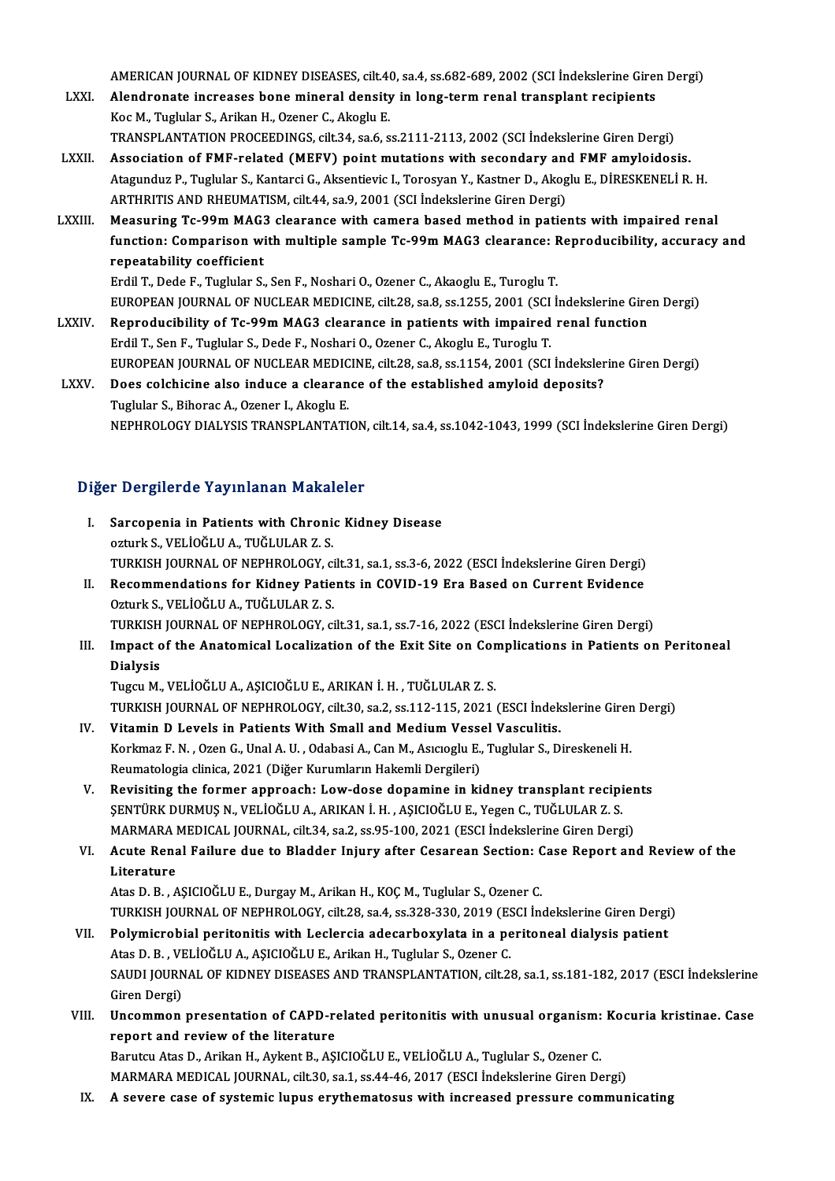AMERICAN JOURNAL OF KIDNEY DISEASES, cilt.40, sa.4, ss.682-689, 2002 (SCI İndekslerine Giren Dergi)

LXXI. **Alendronate increases bone mineral density in long-term renal transplant recipients**
Koc M., Tuglular S., Arikan H., Ozener C., Akoglu E.
TRANSPLANTATION PROCEEDINGS, cilt.34, sa.6, ss.2111-2113, 2002 (SCI İndekslerine Giren Dergi)

LXXII. **Association of FMF-related (MEFV) point mutations with secondary and FMF amyloidosis.**
Atagunduz P., Tuglular S., Kantarci G., Aksentievic I., Torosyan Y., Kastner D., Akoglu E., DİRESKENELİ R. H.
ARTHRITIS AND RHEUMATISM, cilt.44, sa.9, 2001 (SCI İndekslerine Giren Dergi)

LXXIII. **Measuring Tc-99m MAG3 clearance with camera based method in patients with impaired renal function: Comparison with multiple sample Tc-99m MAG3 clearance: Reproducibility, accuracy and repeatability coefficient**
Erdil T., Dede F., Tuglular S., Sen F., Noshari O., Ozener C., Akaoglu E., Turoglu T.
EUROPEAN JOURNAL OF NUCLEAR MEDICINE, cilt.28, sa.8, ss.1255, 2001 (SCI İndekslerine Giren Dergi)

LXXIV. **Reproducibility of Tc-99m MAG3 clearance in patients with impaired renal function**
Erdil T., Sen F., Tuglular S., Dede F., Noshari O., Ozener C., Akoglu E., Turoglu T.
EUROPEAN JOURNAL OF NUCLEAR MEDICINE, cilt.28, sa.8, ss.1154, 2001 (SCI İndekslerine Giren Dergi)

LXXV. **Does colchicine also induce a clearance of the established amyloid deposits?**
Tuglular S., Bihorac A., Ozener I., Akoglu E.
NEPHROLOGY DIALYSIS TRANSPLANTATION, cilt.14, sa.4, ss.1042-1043, 1999 (SCI İndekslerine Giren Dergi)

## Diğer Dergilerde Yayınlanan Makaleler

I. **Sarcopenia in Patients with Chronic Kidney Disease**
ozturk S., VELİOĞLU A., TUĞLULAR Z. S.
TURKISH JOURNAL OF NEPHROLOGY, cilt.31, sa.1, ss.3-6, 2022 (ESCI İndekslerine Giren Dergi)

II. **Recommendations for Kidney Patients in COVID-19 Era Based on Current Evidence**
Ozturk S., VELİOĞLU A., TUĞLULAR Z. S.
TURKISH JOURNAL OF NEPHROLOGY, cilt.31, sa.1, ss.7-16, 2022 (ESCI İndekslerine Giren Dergi)

III. **Impact of the Anatomical Localization of the Exit Site on Complications in Patients on Peritoneal Dialysis**
Tugcu M., VELİOĞLU A., AŞICIOĞLU E., ARIKAN İ. H. , TUĞLULAR Z. S.
TURKISH JOURNAL OF NEPHROLOGY, cilt.30, sa.2, ss.112-115, 2021 (ESCI İndekslerine Giren Dergi)

IV. **Vitamin D Levels in Patients With Small and Medium Vessel Vasculitis.**
Korkmaz F. N. , Ozen G., Unal A. U. , Odabasi A., Can M., Asıcıoglu E., Tuglular S., Direskeneli H.
Reumatologia clinica, 2021 (Diğer Kurumların Hakemli Dergileri)

V. **Revisiting the former approach: Low-dose dopamine in kidney transplant recipients**
ŞENTÜRK DURMUŞ N., VELİOĞLU A., ARIKAN İ. H. , AŞICIOĞLU E., Yegen C., TUĞLULAR Z. S.
MARMARA MEDICAL JOURNAL, cilt.34, sa.2, ss.95-100, 2021 (ESCI İndekslerine Giren Dergi)

VI. **Acute Renal Failure due to Bladder Injury after Cesarean Section: Case Report and Review of the Literature**
Atas D. B. , AŞICIOĞLU E., Durgay M., Arikan H., KOÇ M., Tuglular S., Ozener C.
TURKISH JOURNAL OF NEPHROLOGY, cilt.28, sa.4, ss.328-330, 2019 (ESCI İndekslerine Giren Dergi)

VII. **Polymicrobial peritonitis with Leclercia adecarboxylata in a peritoneal dialysis patient**
Atas D. B. , VELİOĞLU A., AŞICIOĞLU E., Arikan H., Tuglular S., Ozener C.
SAUDI JOURNAL OF KIDNEY DISEASES AND TRANSPLANTATION, cilt.28, sa.1, ss.181-182, 2017 (ESCI İndekslerine Giren Dergi)

VIII. **Uncommon presentation of CAPD-related peritonitis with unusual organism: Kocuria kristinae. Case report and review of the literature**
Barutcu Atas D., Arikan H., Aykent B., AŞICIOĞLU E., VELİOĞLU A., Tuglular S., Ozener C.
MARMARA MEDICAL JOURNAL, cilt.30, sa.1, ss.44-46, 2017 (ESCI İndekslerine Giren Dergi)

IX. **A severe case of systemic lupus erythematosus with increased pressure communicating**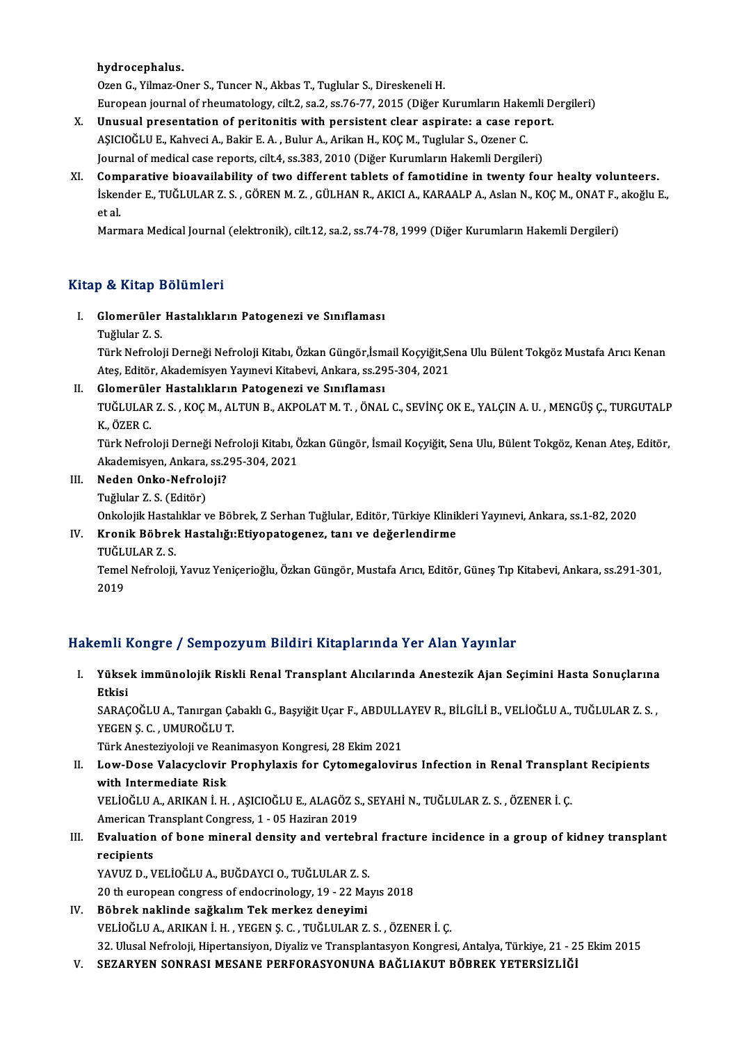hydrocephalus.
Ozen G., Yilmaz-Oner S., Tuncer N., Akbas T., Tuglular S., Direskeneli H.
European journal of rheumatology, cilt.2, sa.2, ss.76-77, 2015 (Diğer Kurumların Hakemli Dergileri)

X. **Unusual presentation of peritonitis with persistent clear aspirate: a case report.**
AŞICIOĞLU E., Kahveci A., Bakir E. A. , Bulur A., Arikan H., KOÇ M., Tuglular S., Ozener C.
Journal of medical case reports, cilt.4, ss.383, 2010 (Diğer Kurumların Hakemli Dergileri)

XI. **Comparative bioavailability of two different tablets of famotidine in twenty four healty volunteers.**
İskender E., TUĞLULAR Z. S. , GÖREN M. Z. , GÜLHAN R., AKICI A., KARAALP A., Aslan N., KOÇ M., ONAT F., akoğlu E., et al.
Marmara Medical Journal (elektronik), cilt.12, sa.2, ss.74-78, 1999 (Diğer Kurumların Hakemli Dergileri)

## Kitap & Kitap Bölümleri

I. **Glomerüler Hastalıkların Patogenezi ve Sınıflaması**
Tuğlular Z. S.
Türk Nefroloji Derneği Nefroloji Kitabı, Özkan Güngör,İsmail Koçyiğit,Sena Ulu Bülent Tokgöz Mustafa Arıcı Kenan Ateş, Editör, Akademisyen Yayınevi Kitabevi, Ankara, ss.295-304, 2021

II. **Glomerüler Hastalıkların Patogenezi ve Sınıflaması**
TUĞLULAR Z. S. , KOÇ M., ALTUN B., AKPOLAT M. T. , ÖNAL C., SEVİNÇ OK E., YALÇIN A. U. , MENGÜŞ Ç., TURGUTALP K., ÖZER C.
Türk Nefroloji Derneği Nefroloji Kitabı, Özkan Güngör, İsmail Koçyiğit, Sena Ulu, Bülent Tokgöz, Kenan Ateş, Editör, Akademisyen, Ankara, ss.295-304, 2021

III. **Neden Onko-Nefroloji?**
Tuğlular Z. S. (Editör)
Onkolojik Hastalıklar ve Böbrek, Z Serhan Tuğlular, Editör, Türkiye Klinikleri Yayınevi, Ankara, ss.1-82, 2020

IV. **Kronik Böbrek Hastalığı:Etiyopatogenez, tanı ve değerlendirme**
TUĞLULAR Z. S.
Temel Nefroloji, Yavuz Yeniçerioğlu, Özkan Güngör, Mustafa Arıcı, Editör, Güneş Tıp Kitabevi, Ankara, ss.291-301, 2019

## Hakemli Kongre / Sempozyum Bildiri Kitaplarında Yer Alan Yayınlar

I. **Yüksek immünolojik Riskli Renal Transplant Alıcılarında Anestezik Ajan Seçimini Hasta Sonuçlarına Etkisi**
SARAÇOĞLU A., Tanırgan Çabaklı G., Başyiğit Uçar F., ABDULLAYEV R., BİLGİLİ B., VELİOĞLU A., TUĞLULAR Z. S. , YEGEN Ş. C. , UMUROĞLU T.
Türk Anesteziyoloji ve Reanimasyon Kongresi, 28 Ekim 2021

II. **Low-Dose Valacyclovir Prophylaxis for Cytomegalovirus Infection in Renal Transplant Recipients with Intermediate Risk**
VELİOĞLU A., ARIKAN İ. H. , AŞICIOĞLU E., ALAGÖZ S., SEYAHİ N., TUĞLULAR Z. S. , ÖZENER İ. Ç.
American Transplant Congress, 1 - 05 Haziran 2019

III. **Evaluation of bone mineral density and vertebral fracture incidence in a group of kidney transplant recipients**
YAVUZ D., VELİOĞLU A., BUĞDAYCI O., TUĞLULAR Z. S.
20 th european congress of endocrinology, 19 - 22 Mayıs 2018

IV. **Böbrek naklinde sağkalım Tek merkez deneyimi**
VELİOĞLU A., ARIKAN İ. H. , YEGEN Ş. C. , TUĞLULAR Z. S. , ÖZENER İ. Ç.
32. Ulusal Nefroloji, Hipertansiyon, Diyaliz ve Transplantasyon Kongresi, Antalya, Türkiye, 21 - 25 Ekim 2015

V. **SEZARYEN SONRASI MESANE PERFORASYONUNA BAĞLIAKUT BÖBREK YETERSİZLİĞİ**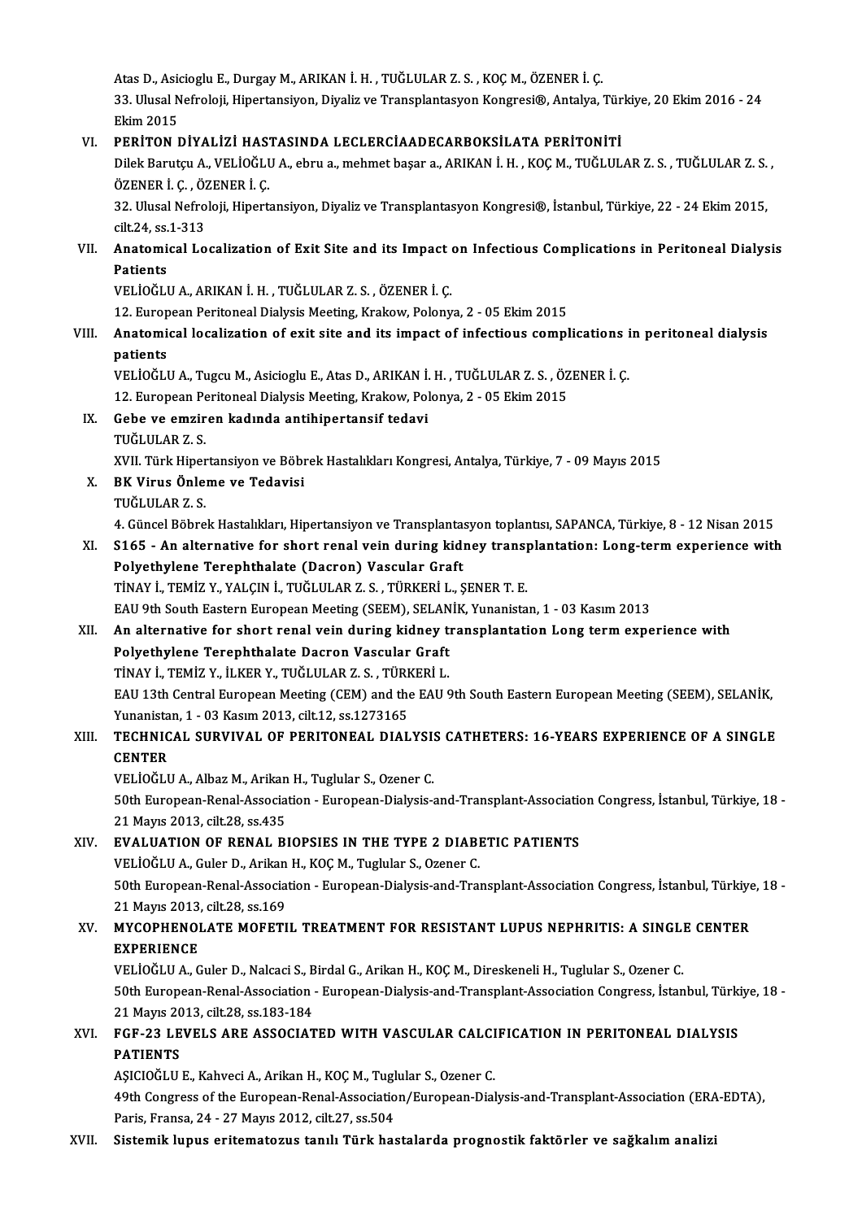Atas D., Asicioglu E., Durgay M., ARIKAN İ. H. , TUĞLULAR Z. S. , KOÇ M., ÖZENER İ. Ç.
33. Ulusal Nefroloji, Hipertansiyon, Diyaliz ve Transplantasyon Kongresi®, Antalya, Türkiye, 20 Ekim 2016 - 24 Ekim 2015

VI. **PERİTON DİYALİZİ HASTASINDA LECLERCİAADECARBOKSİLATA PERİTONİTİ**
Dilek Barutçu A., VELİOĞLU A., ebru a., mehmet başar a., ARIKAN İ. H. , KOÇ M., TUĞLULAR Z. S. , TUĞLULAR Z. S. , ÖZENER İ. Ç. , ÖZENER İ. Ç.
32. Ulusal Nefroloji, Hipertansiyon, Diyaliz ve Transplantasyon Kongresi®, İstanbul, Türkiye, 22 - 24 Ekim 2015, cilt.24, ss.1-313

VII. **Anatomical Localization of Exit Site and its Impact on Infectious Complications in Peritoneal Dialysis Patients**
VELİOĞLU A., ARIKAN İ. H. , TUĞLULAR Z. S. , ÖZENER İ. Ç.
12. European Peritoneal Dialysis Meeting, Krakow, Polonya, 2 - 05 Ekim 2015

VIII. **Anatomical localization of exit site and its impact of infectious complications in peritoneal dialysis patients**
VELİOĞLU A., Tugcu M., Asicioglu E., Atas D., ARIKAN İ. H. , TUĞLULAR Z. S. , ÖZENER İ. Ç.
12. European Peritoneal Dialysis Meeting, Krakow, Polonya, 2 - 05 Ekim 2015

IX. **Gebe ve emziren kadında antihipertansif tedavi**
TUĞLULAR Z. S.
XVII. Türk Hipertansiyon ve Böbrek Hastalıkları Kongresi, Antalya, Türkiye, 7 - 09 Mayıs 2015

X. **BK Virus Önleme ve Tedavisi**
TUĞLULAR Z. S.
4. Güncel Böbrek Hastalıkları, Hipertansiyon ve Transplantasyon toplantısı, SAPANCA, Türkiye, 8 - 12 Nisan 2015

XI. **S165 - An alternative for short renal vein during kidney transplantation: Long-term experience with Polyethylene Terephthalate (Dacron) Vascular Graft**
TİNAY İ., TEMİZ Y., YALÇIN İ., TUĞLULAR Z. S. , TÜRKERİ L., ŞENER T. E.
EAU 9th South Eastern European Meeting (SEEM), SELANİK, Yunanistan, 1 - 03 Kasım 2013

XII. **An alternative for short renal vein during kidney transplantation Long term experience with Polyethylene Terephthalate Dacron Vascular Graft**
TİNAY İ., TEMİZ Y., İLKER Y., TUĞLULAR Z. S. , TÜRKERİ L.
EAU 13th Central European Meeting (CEM) and the EAU 9th South Eastern European Meeting (SEEM), SELANİK, Yunanistan, 1 - 03 Kasım 2013, cilt.12, ss.1273165

XIII. **TECHNICAL SURVIVAL OF PERITONEAL DIALYSIS CATHETERS: 16-YEARS EXPERIENCE OF A SINGLE CENTER**
VELİOĞLU A., Albaz M., Arikan H., Tuglular S., Ozener C.
50th European-Renal-Association - European-Dialysis-and-Transplant-Association Congress, İstanbul, Türkiye, 18 - 21 Mayıs 2013, cilt.28, ss.435

XIV. **EVALUATION OF RENAL BIOPSIES IN THE TYPE 2 DIABETIC PATIENTS**
VELİOĞLU A., Guler D., Arikan H., KOÇ M., Tuglular S., Ozener C.
50th European-Renal-Association - European-Dialysis-and-Transplant-Association Congress, İstanbul, Türkiye, 18 - 21 Mayıs 2013, cilt.28, ss.169

XV. **MYCOPHENOLATE MOFETIL TREATMENT FOR RESISTANT LUPUS NEPHRITIS: A SINGLE CENTER EXPERIENCE**
VELİOĞLU A., Guler D., Nalcaci S., Birdal G., Arikan H., KOÇ M., Direskeneli H., Tuglular S., Ozener C.
50th European-Renal-Association - European-Dialysis-and-Transplant-Association Congress, İstanbul, Türkiye, 18 - 21 Mayıs 2013, cilt.28, ss.183-184

XVI. **FGF-23 LEVELS ARE ASSOCIATED WITH VASCULAR CALCIFICATION IN PERITONEAL DIALYSIS PATIENTS**
AŞICIOĞLU E., Kahveci A., Arikan H., KOÇ M., Tuglular S., Ozener C.
49th Congress of the European-Renal-Association/European-Dialysis-and-Transplant-Association (ERA-EDTA), Paris, Fransa, 24 - 27 Mayıs 2012, cilt.27, ss.504

XVII. **Sistemik lupus eritematozus tanılı Türk hastalarda prognostik faktörler ve sağkalım analizi**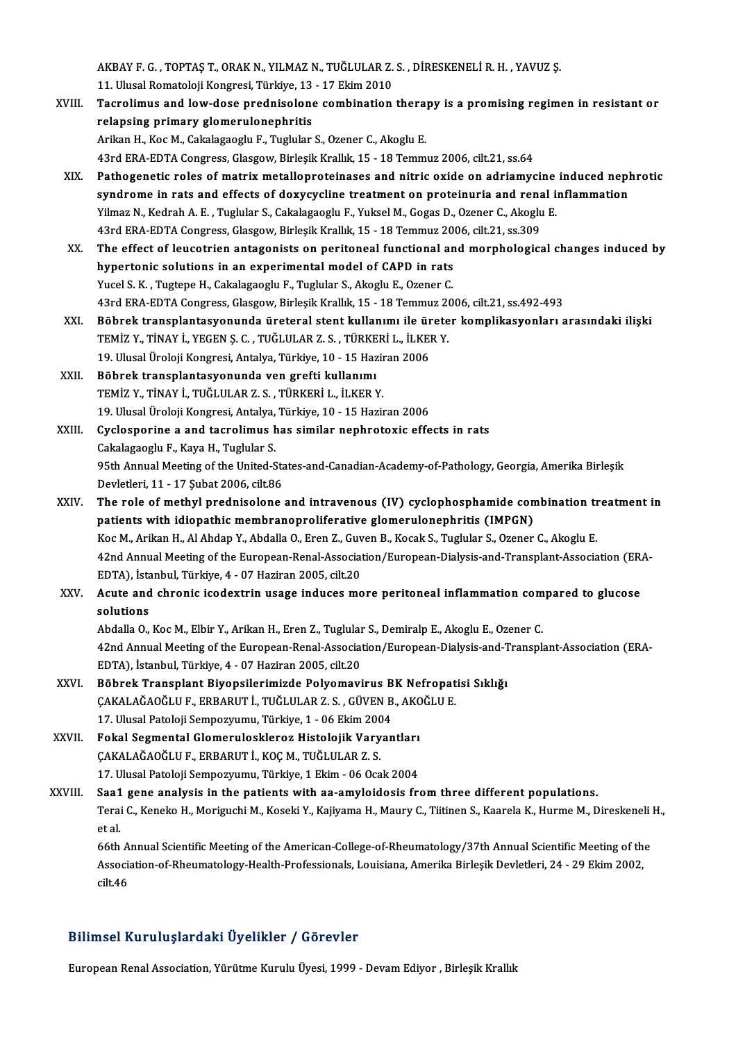AKBAY F. G. , TOPTAŞ T., ORAK N., YILMAZ N., TUĞLULAR Z. S. , DİRESKENELİ R. H. , YAVUZ Ş.
11. Ulusal Romatoloji Kongresi, Türkiye, 13 - 17 Ekim 2010

XVIII. **Tacrolimus and low-dose prednisolone combination therapy is a promising regimen in resistant or relapsing primary glomerulonephritis**
Arikan H., Koc M., Cakalagaoglu F., Tuglular S., Ozener C., Akoglu E.
43rd ERA-EDTA Congress, Glasgow, Birleşik Krallık, 15 - 18 Temmuz 2006, cilt.21, ss.64

XIX. **Pathogenetic roles of matrix metalloproteinases and nitric oxide on adriamycine induced nephrotic syndrome in rats and effects of doxycycline treatment on proteinuria and renal inflammation**
Yilmaz N., Kedrah A. E. , Tuglular S., Cakalagaoglu F., Yuksel M., Gogas D., Ozener C., Akoglu E.
43rd ERA-EDTA Congress, Glasgow, Birleşik Krallık, 15 - 18 Temmuz 2006, cilt.21, ss.309

XX. **The effect of leucotrien antagonists on peritoneal functional and morphological changes induced by hypertonic solutions in an experimental model of CAPD in rats**
Yucel S. K. , Tugtepe H., Cakalagaoglu F., Tuglular S., Akoglu E., Ozener C.
43rd ERA-EDTA Congress, Glasgow, Birleşik Krallık, 15 - 18 Temmuz 2006, cilt.21, ss.492-493

XXI. **Böbrek transplantasyonunda üreteral stent kullanımı ile üreter komplikasyonları arasındaki ilişki**
TEMİZ Y., TİNAY İ., YEGEN Ş. C. , TUĞLULAR Z. S. , TÜRKERİ L., İLKER Y.
19. Ulusal Üroloji Kongresi, Antalya, Türkiye, 10 - 15 Haziran 2006

XXII. **Böbrek transplantasyonunda ven grefti kullanımı**
TEMİZ Y., TİNAY İ., TUĞLULAR Z. S. , TÜRKERİ L., İLKER Y.
19. Ulusal Üroloji Kongresi, Antalya, Türkiye, 10 - 15 Haziran 2006

XXIII. **Cyclosporine a and tacrolimus has similar nephrotoxic effects in rats**
Cakalagaoglu F., Kaya H., Tuglular S.
95th Annual Meeting of the United-States-and-Canadian-Academy-of-Pathology, Georgia, Amerika Birleşik Devletleri, 11 - 17 Şubat 2006, cilt.86

XXIV. **The role of methyl prednisolone and intravenous (IV) cyclophosphamide combination treatment in patients with idiopathic membranoproliferative glomerulonephritis (IMPGN)**
Koc M., Arikan H., Al Ahdap Y., Abdalla O., Eren Z., Guven B., Kocak S., Tuglular S., Ozener C., Akoglu E.
42nd Annual Meeting of the European-Renal-Association/European-Dialysis-and-Transplant-Association (ERA-EDTA), İstanbul, Türkiye, 4 - 07 Haziran 2005, cilt.20

XXV. **Acute and chronic icodextrin usage induces more peritoneal inflammation compared to glucose solutions**
Abdalla O., Koc M., Elbir Y., Arikan H., Eren Z., Tuglular S., Demiralp E., Akoglu E., Ozener C.
42nd Annual Meeting of the European-Renal-Association/European-Dialysis-and-Transplant-Association (ERA-EDTA), İstanbul, Türkiye, 4 - 07 Haziran 2005, cilt.20

XXVI. **Böbrek Transplant Biyopsilerimizde Polyomavirus BK Nefropatisi Sıklığı**
ÇAKALAĞAOĞLU F., ERBARUT İ., TUĞLULAR Z. S. , GÜVEN B., AKOĞLU E.
17. Ulusal Patoloji Sempozyumu, Türkiye, 1 - 06 Ekim 2004

XXVII. **Fokal Segmental Glomerulosklerоz Histolojik Varyantları**
ÇAKALAĞAOĞLU F., ERBARUT İ., KOÇ M., TUĞLULAR Z. S.
17. Ulusal Patoloji Sempozyumu, Türkiye, 1 Ekim - 06 Ocak 2004

XXVIII. **Saa1 gene analysis in the patients with aa-amyloidosis from three different populations.**
Terai C., Keneko H., Moriguchi M., Koseki Y., Kajiyama H., Maury C., Tiitinen S., Kaarela K., Hurme M., Direskeneli H., et al.
66th Annual Scientific Meeting of the American-College-of-Rheumatology/37th Annual Scientific Meeting of the Association-of-Rheumatology-Health-Professionals, Louisiana, Amerika Birleşik Devletleri, 24 - 29 Ekim 2002, cilt.46

## Bilimsel Kuruluşlardaki Üyelikler / Görevler

European Renal Association, Yürütme Kurulu Üyesi, 1999 - Devam Ediyor , Birleşik Krallık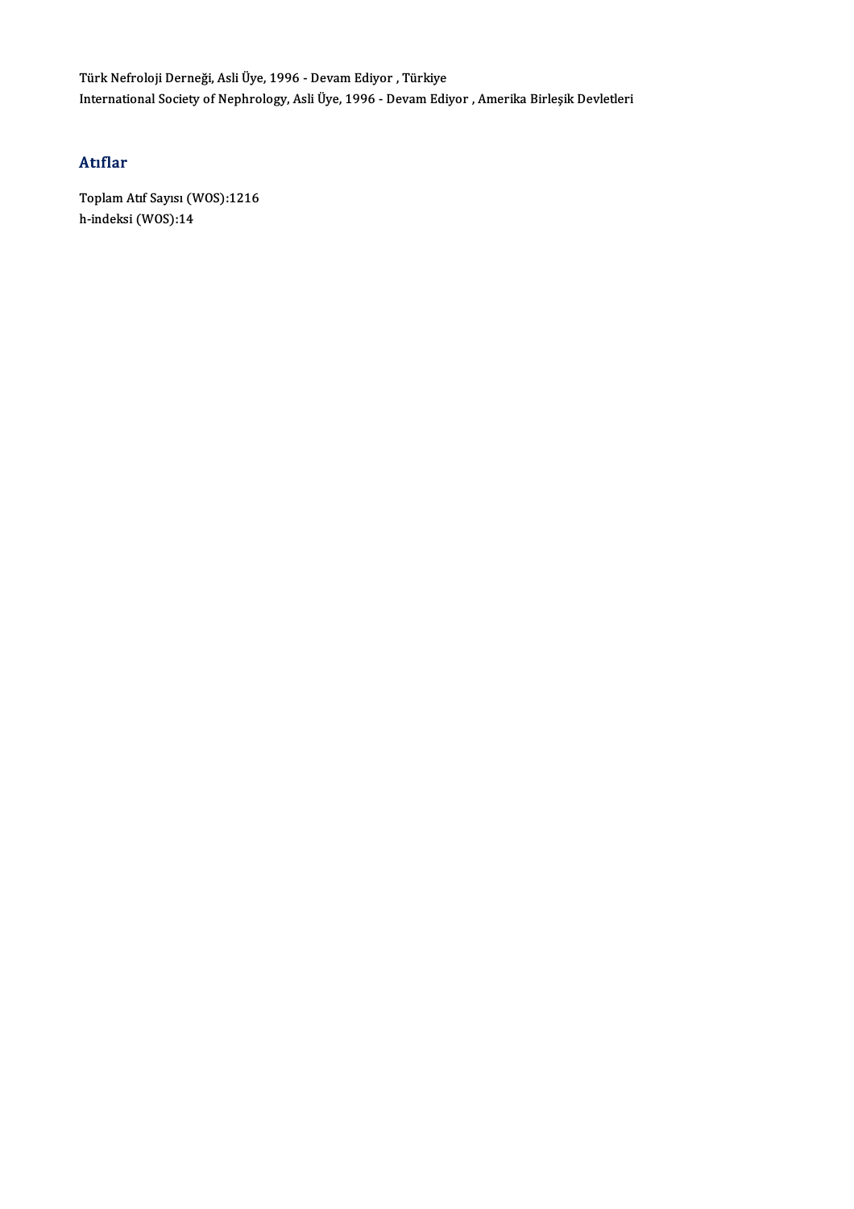Türk Nefroloji Derneği, Asli Üye, 1996 - Devam Ediyor , Türkiye
International Society of Nephrology, Asli Üye, 1996 - Devam Ediyor , Amerika Birleşik Devletleri

## Atıflar

Toplam Atıf Sayısı (WOS):1216
h-indeksi (WOS):14